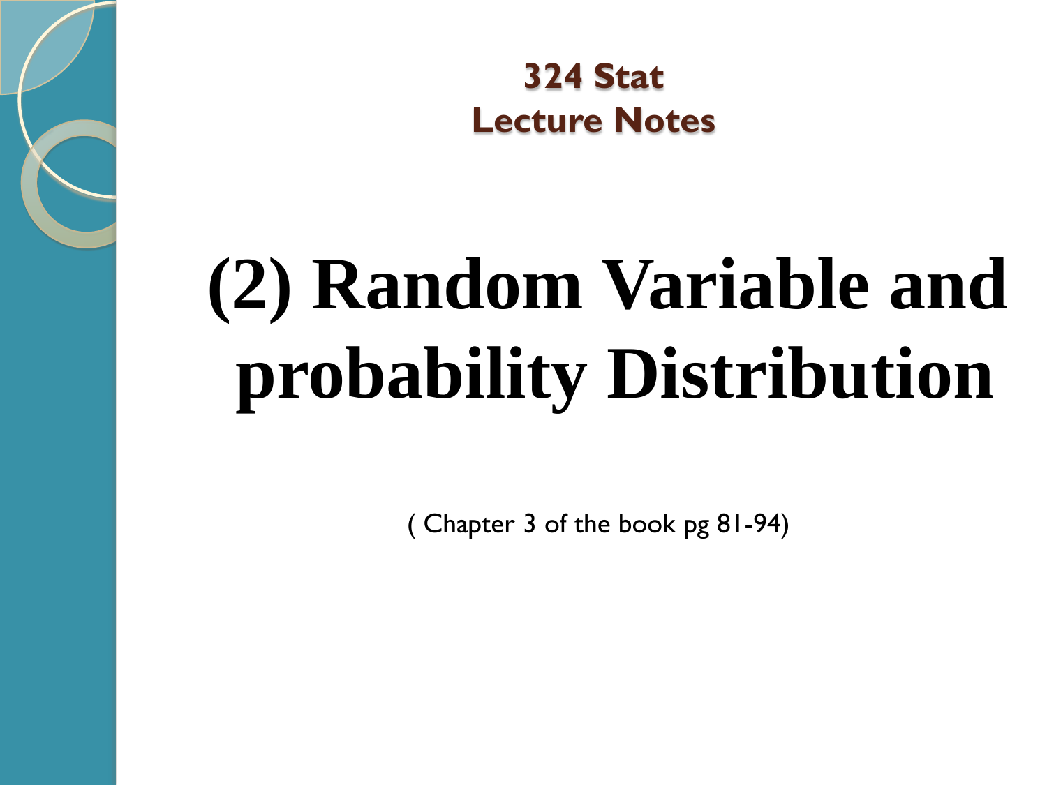**324 Stat**
**Lecture Notes**

# (2) Random Variable and probability Distribution

( Chapter 3 of the book pg 81-94)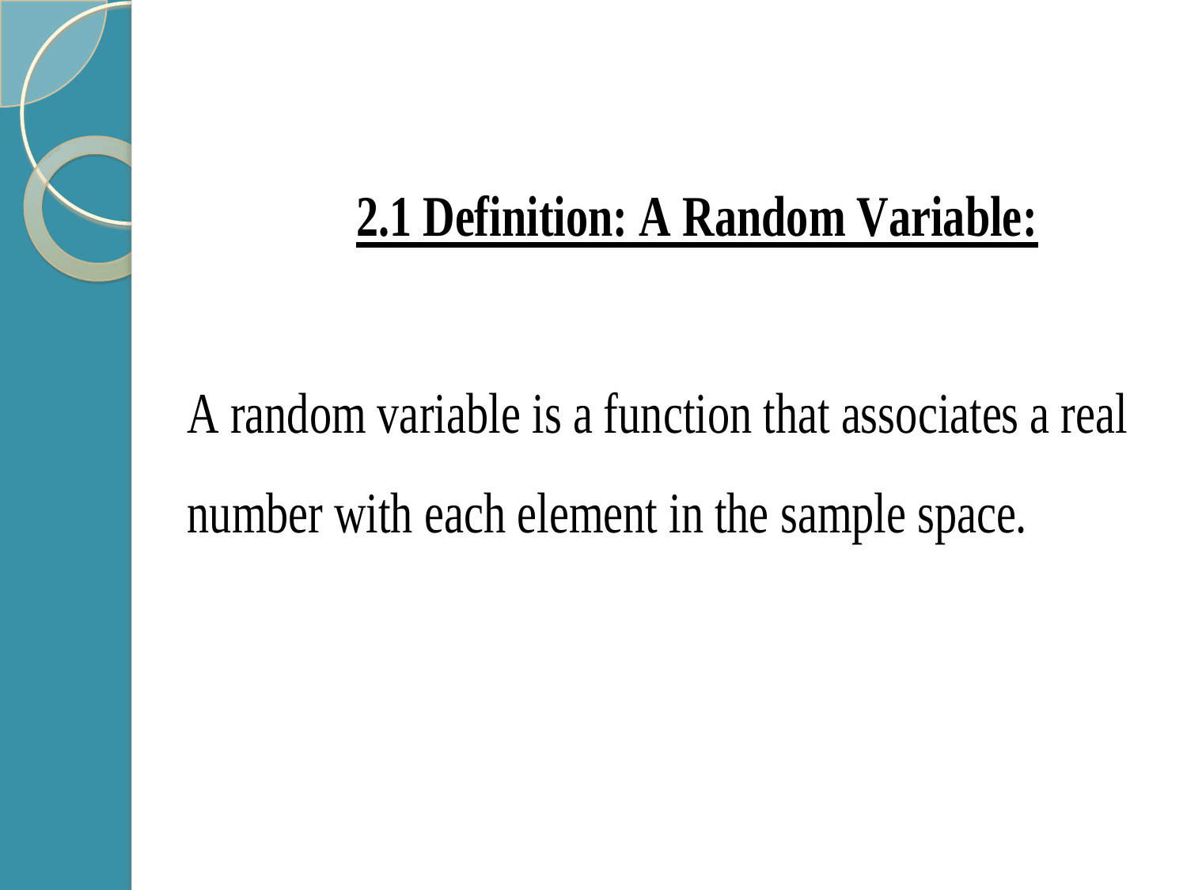## **2.1 Definition: A Random Variable:**

A random variable is a function that associates a real number with each element in the sample space.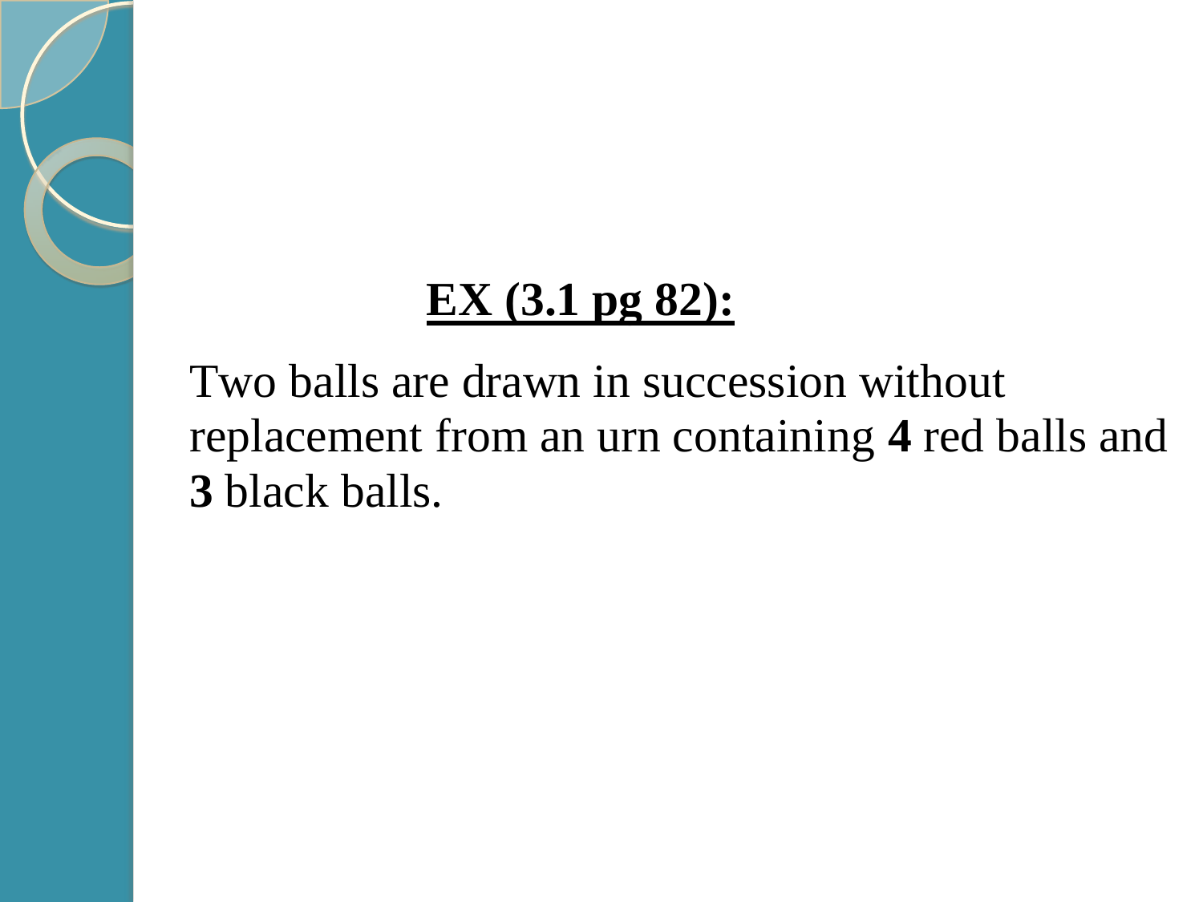**<u>EX (3.1 pg 82):</u>**

Two balls are drawn in succession without replacement from an urn containing **4** red balls and **3** black balls.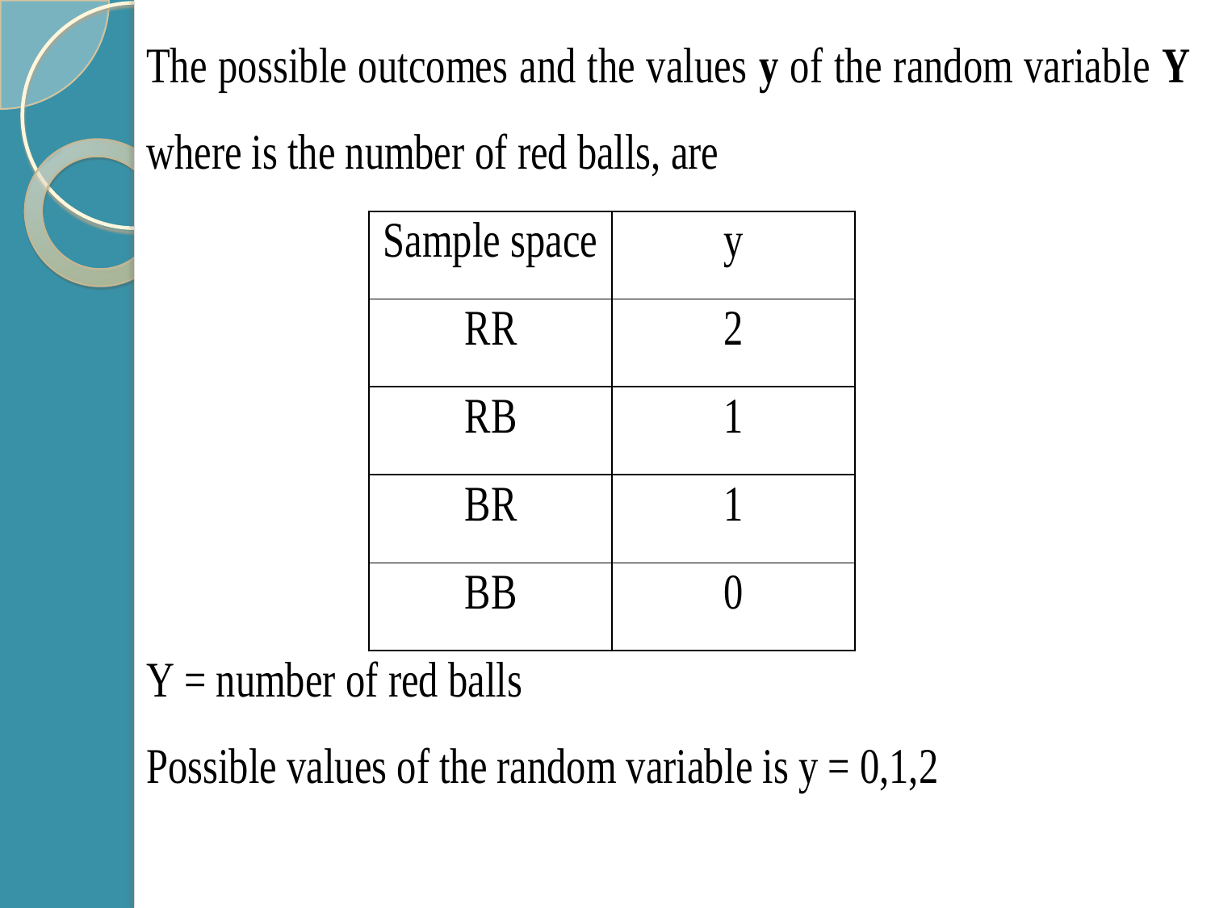The possible outcomes and the values **y** of the random variable **Y** where is the number of red balls, are

| Sample space | y |
|---|---|
| RR | 2 |
| RB | 1 |
| BR | 1 |
| BB | 0 |

Y = number of red balls

Possible values of the random variable is y = 0,1,2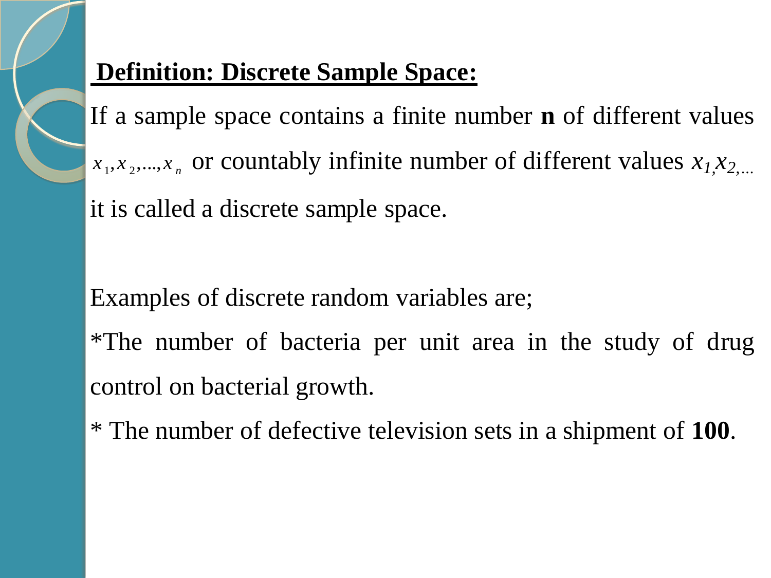**Definition: Discrete Sample Space:**

If a sample space contains a finite number **n** of different values $x_1, x_2, ..., x_n$ or countably infinite number of different values $x_1, x_2, ...$ it is called a discrete sample space.

Examples of discrete random variables are;

*The number of bacteria per unit area in the study of drug control on bacterial growth.

* The number of defective television sets in a shipment of **100**.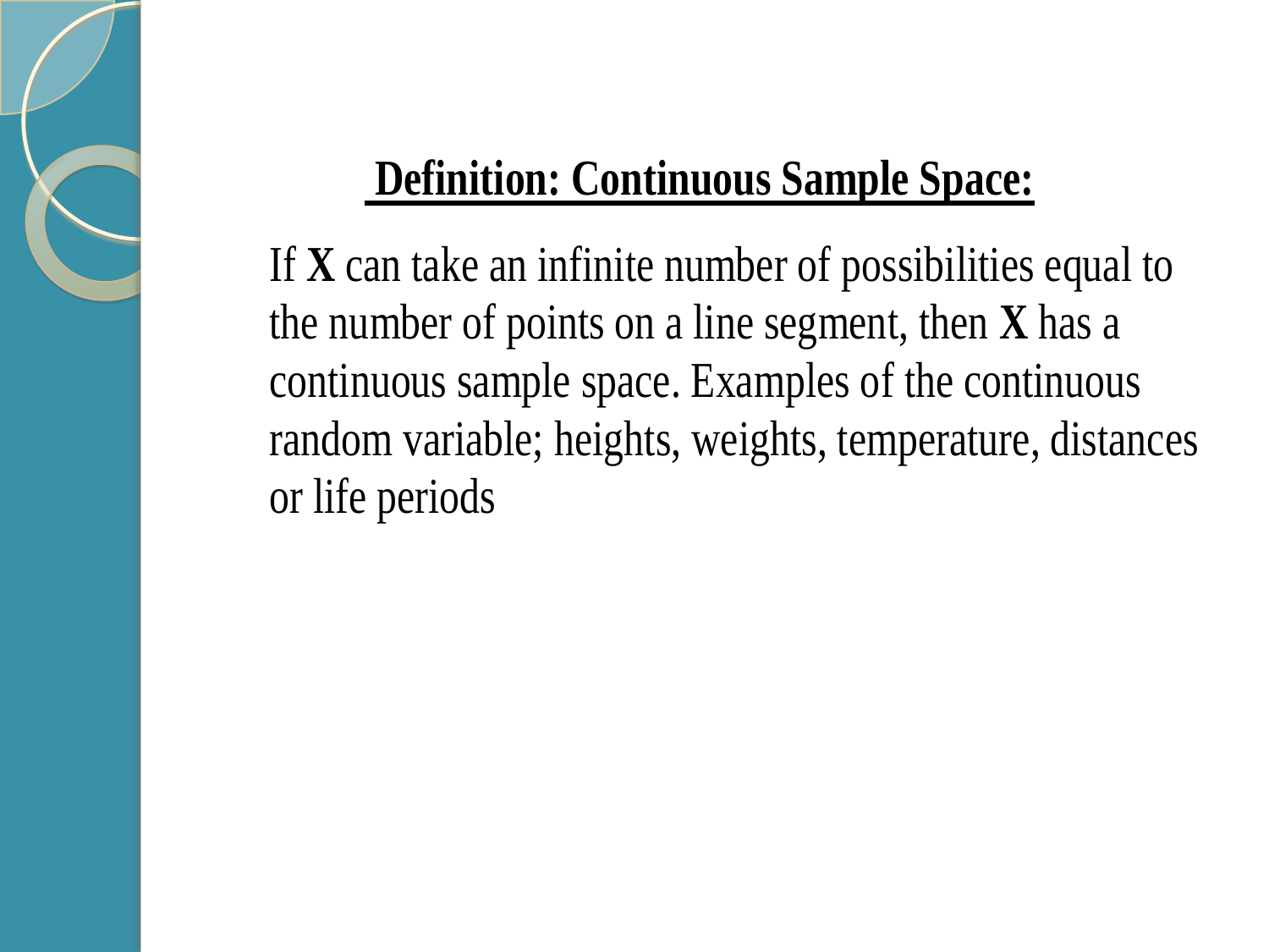## Definition: Continuous Sample Space:

If **X** can take an infinite number of possibilities equal to the number of points on a line segment, then **X** has a continuous sample space. Examples of the continuous random variable; heights, weights, temperature, distances or life periods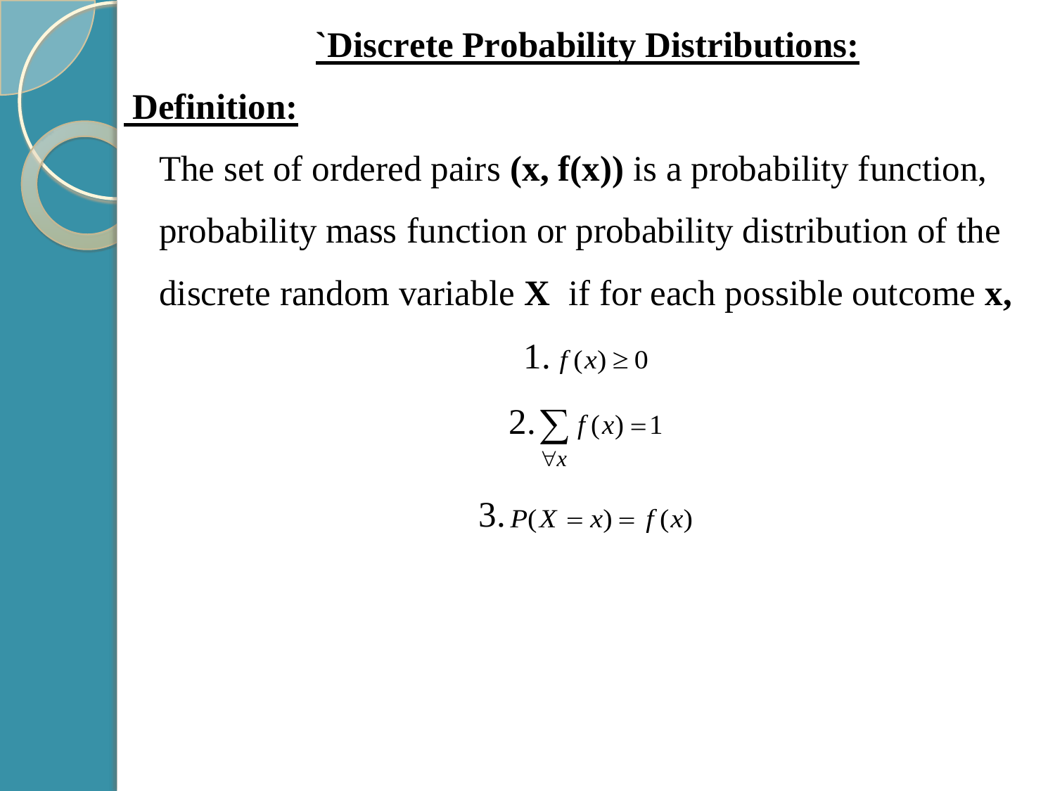# `Discrete Probability Distributions:

## Definition:

The set of ordered pairs **(x, f(x))** is a probability function, probability mass function or probability distribution of the discrete random variable **X** if for each possible outcome **x,**

$$1.\ f(x) \geq 0$$

$$2.\ \sum_{\forall x} f(x) = 1$$

$$3.\ P(X = x) = f(x)$$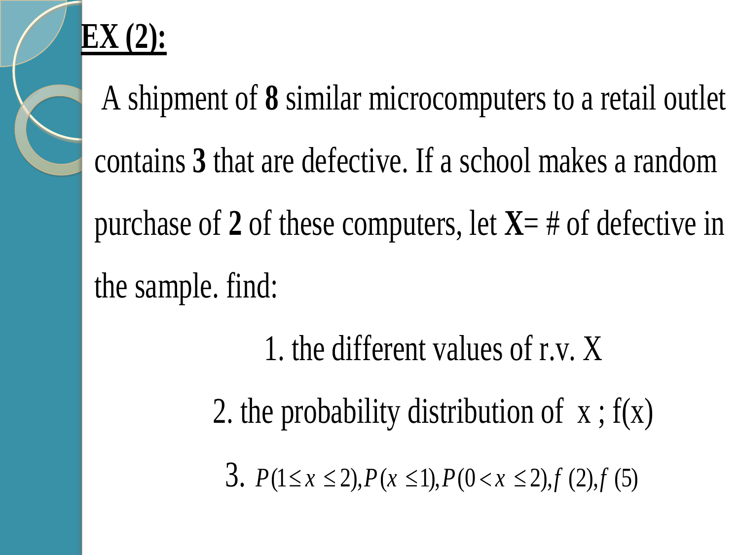**EX (2):**

A shipment of **8** similar microcomputers to a retail outlet contains **3** that are defective. If a school makes a random purchase of **2** of these computers, let **X**= # of defective in the sample. find:

1. the different values of r.v. X
2. the probability distribution of x ; f(x)
3. $P(1 \leq x \leq 2), P(x \leq 1), P(0 < x \leq 2), f(2), f(5)$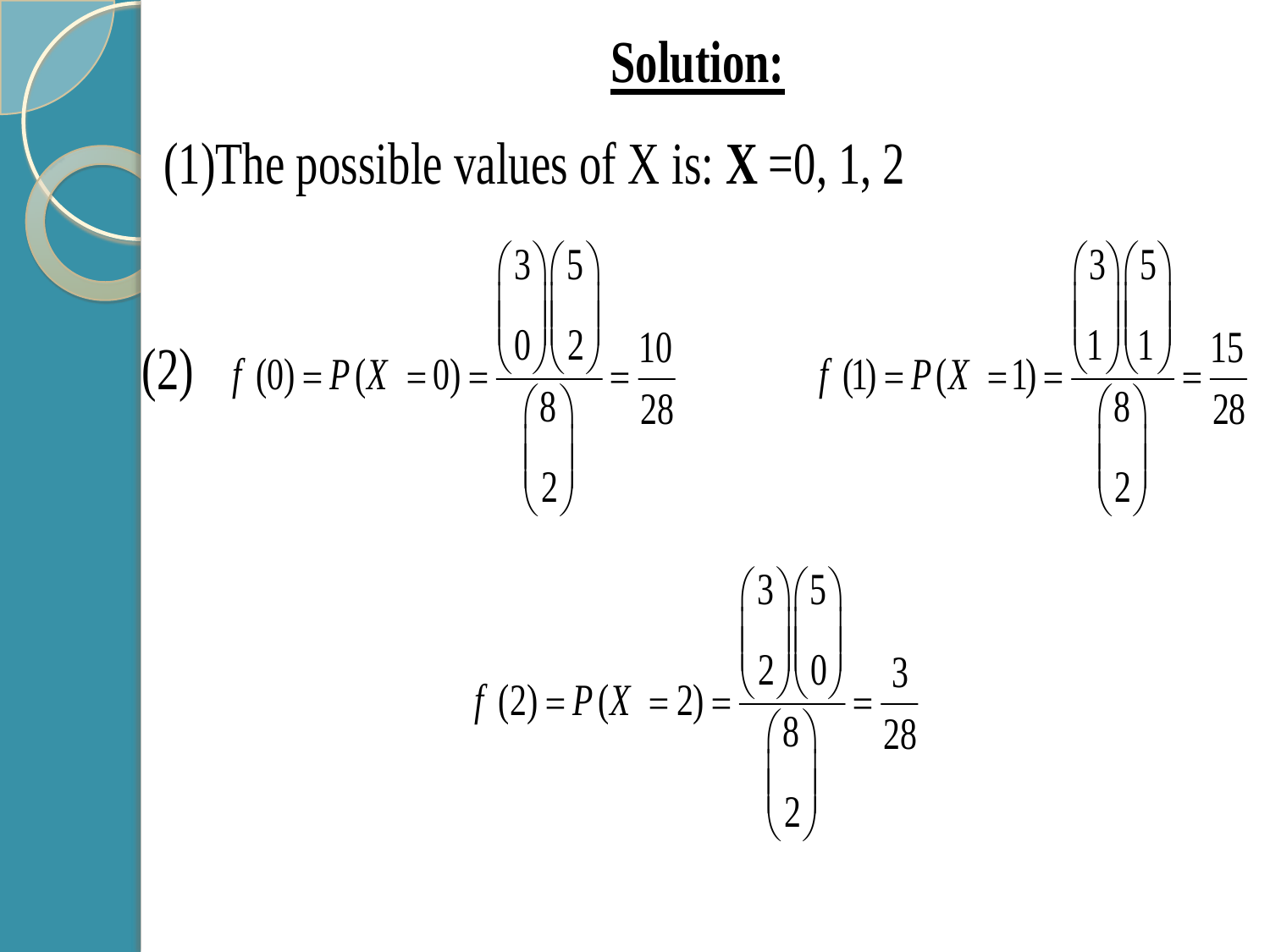# Solution:

(1)The possible values of X is: **X** =0, 1, 2

(2) $$f(0) = P(X = 0) = \frac{\binom{3}{0}\binom{5}{2}}{\binom{8}{2}} = \frac{10}{28}$$

$$f(1) = P(X = 1) = \frac{\binom{3}{1}\binom{5}{1}}{\binom{8}{2}} = \frac{15}{28}$$

$$f(2) = P(X = 2) = \frac{\binom{3}{2}\binom{5}{0}}{\binom{8}{2}} = \frac{3}{28}$$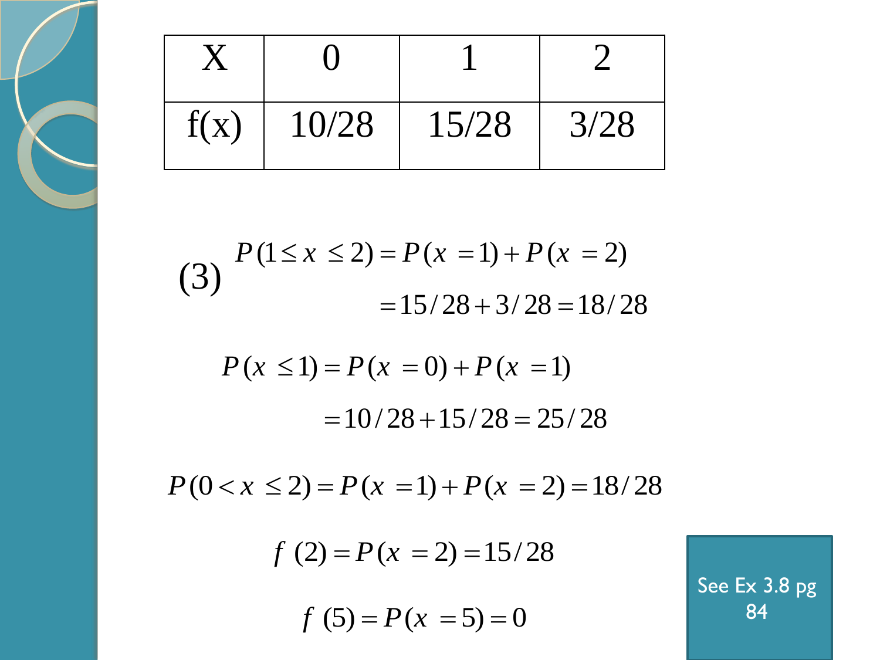| X | 0 | 1 | 2 |
|---|---|---|---|
| f(x) | 10/28 | 15/28 | 3/28 |

(3) $$P(1 \le x \le 2) = P(x = 1) + P(x = 2)$$

$$= 15/28 + 3/28 = 18/28$$

$$P(x \le 1) = P(x = 0) + P(x = 1)$$

$$= 10/28 + 15/28 = 25/28$$

$$P(0 < x \le 2) = P(x = 1) + P(x = 2) = 18/28$$

$$f(2) = P(x = 2) = 15/28$$

$$f(5) = P(x = 5) = 0$$

See Ex 3.8 pg 84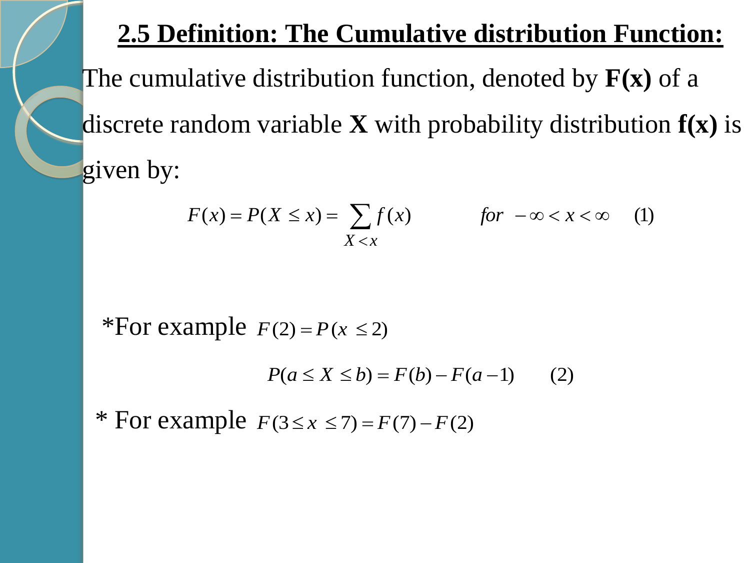## 2.5 Definition: The Cumulative distribution Function:

The cumulative distribution function, denoted by **F(x)** of a discrete random variable **X** with probability distribution **f(x)** is given by:

$$F(x) = P(X \le x) = \sum_{X < x} f(x) \qquad for \ -\infty < x < \infty \qquad (1)$$

*For example $F(2) = P(x \le 2)$

$$P(a \le X \le b) = F(b) - F(a-1) \qquad (2)$$

* For example $F(3 \le x \le 7) = F(7) - F(2)$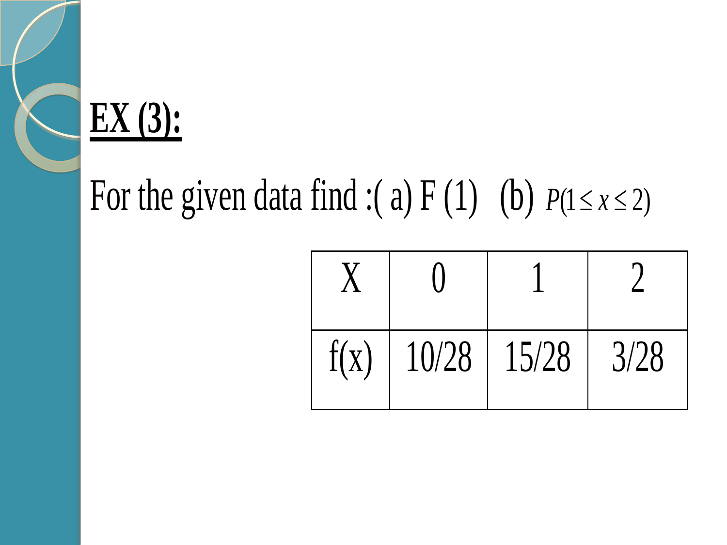## EX (3):

For the given data find :( a) F (1) (b) $P(1 \leq x \leq 2)$

| X | 0 | 1 | 2 |
|---|---|---|---|
| f(x) | 10/28 | 15/28 | 3/28 |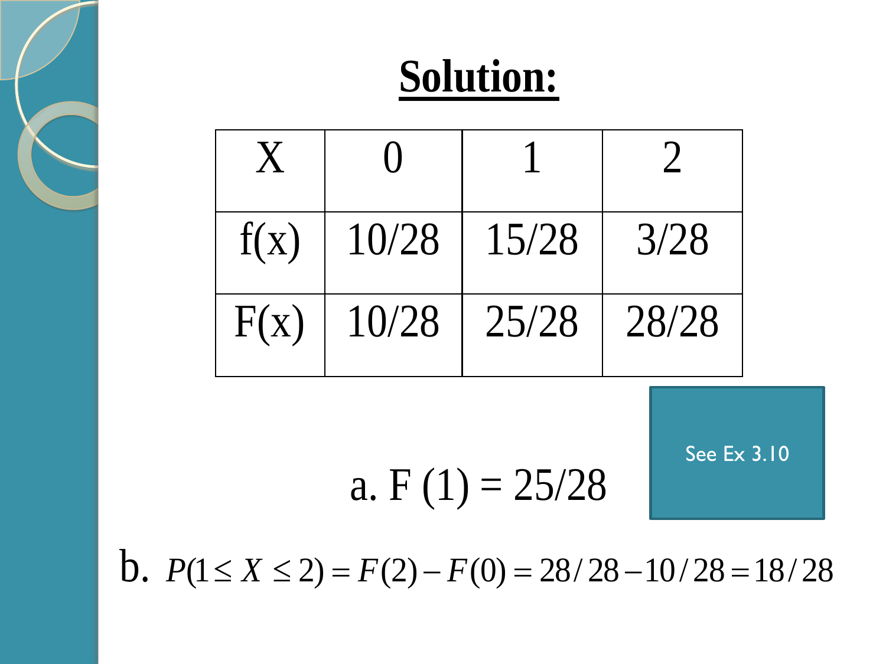# Solution:

| X | 0 | 1 | 2 |
|---|---|---|---|
| f(x) | 10/28 | 15/28 | 3/28 |
| F(x) | 10/28 | 25/28 | 28/28 |

See Ex 3.10

a. F (1) = 25/28

b. $P(1 \leq X \leq 2) = F(2) - F(0) = 28/28 - 10/28 = 18/28$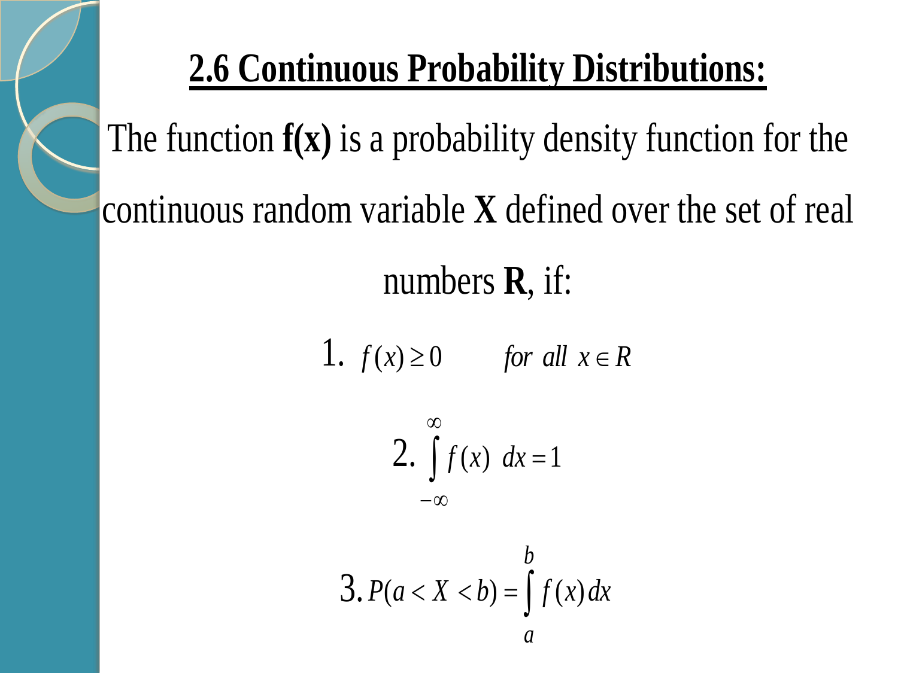## 2.6 Continuous Probability Distributions:

The function **f(x)** is a probability density function for the continuous random variable **X** defined over the set of real numbers **R**, if:

1. $f(x) \geq 0 \qquad for\ all\ \ x \in R$

2. $\int_{-\infty}^{\infty} f(x)\ dx = 1$

3. $P(a < X < b) = \int_{a}^{b} f(x)\, dx$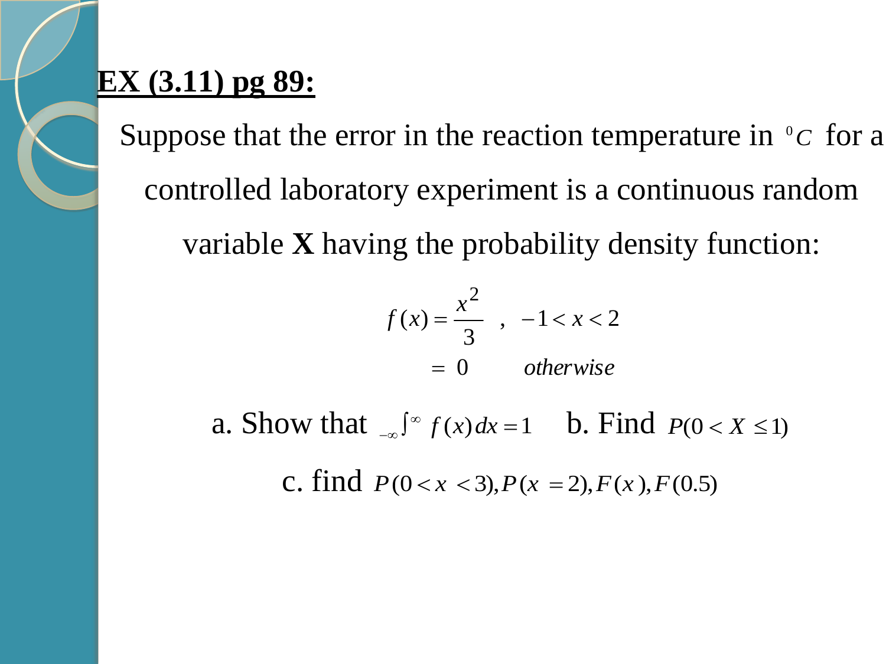**EX (3.11) pg 89:**

Suppose that the error in the reaction temperature in $^0C$ for a controlled laboratory experiment is a continuous random variable **X** having the probability density function:

$$f(x) = \frac{x^2}{3} \quad , \quad -1 < x < 2$$
$$= 0 \qquad otherwise$$

a. Show that $\int_{-\infty}^{\infty} f(x)\,dx = 1$ &nbsp;&nbsp;&nbsp; b. Find $P(0 < X \leq 1)$

c. find $P(0 < x < 3), P(x = 2), F(x), F(0.5)$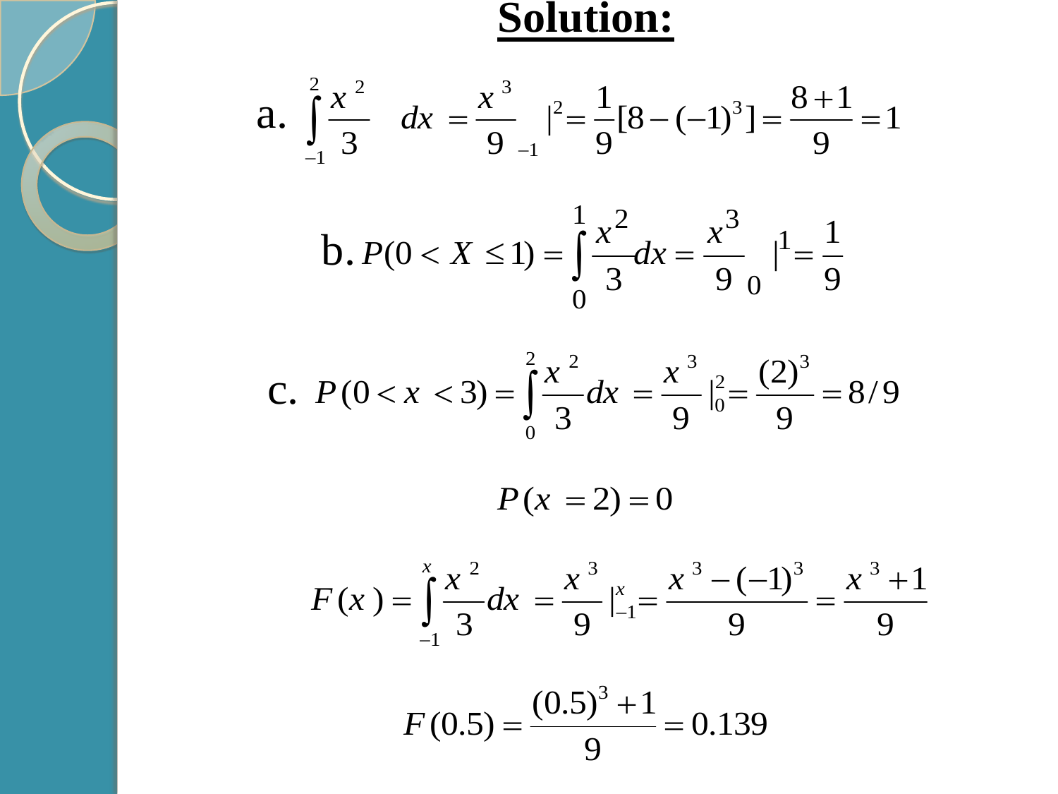# Solution:

a. $$\int_{-1}^{2} \frac{x^2}{3} \, dx = \frac{x^3}{9} \Big|_{-1}^{2} = \frac{1}{9}[8-(-1)^3] = \frac{8+1}{9} = 1$$

b. $$P(0 < X \leq 1) = \int_{0}^{1} \frac{x^2}{3} dx = \frac{x^3}{9} \Big|_{0}^{1} = \frac{1}{9}$$

c. $$P(0 < x < 3) = \int_{0}^{2} \frac{x^2}{3} dx = \frac{x^3}{9} \Big|_{0}^{2} = \frac{(2)^3}{9} = 8/9$$

$$P(x = 2) = 0$$

$$F(x) = \int_{-1}^{x} \frac{x^2}{3} dx = \frac{x^3}{9} \Big|_{-1}^{x} = \frac{x^3 - (-1)^3}{9} = \frac{x^3 + 1}{9}$$

$$F(0.5) = \frac{(0.5)^3 + 1}{9} = 0.139$$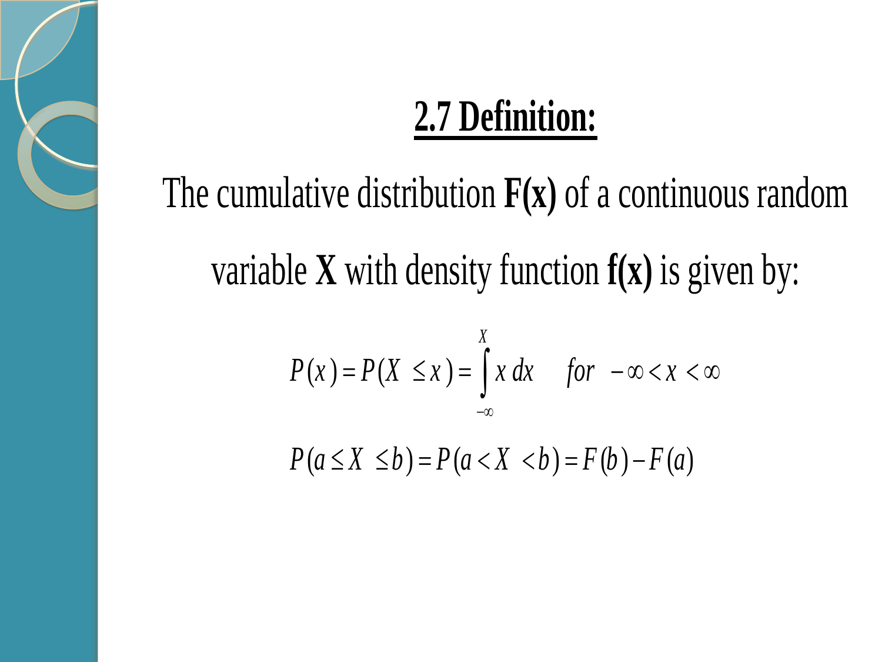## 2.7 Definition:

The cumulative distribution **F(x)** of a continuous random variable **X** with density function **f(x)** is given by:

$$P(x) = P(X \le x) = \int_{-\infty}^{X} x \, dx \quad for \ -\infty < x < \infty$$

$$P(a \le X \le b) = P(a < X < b) = F(b) - F(a)$$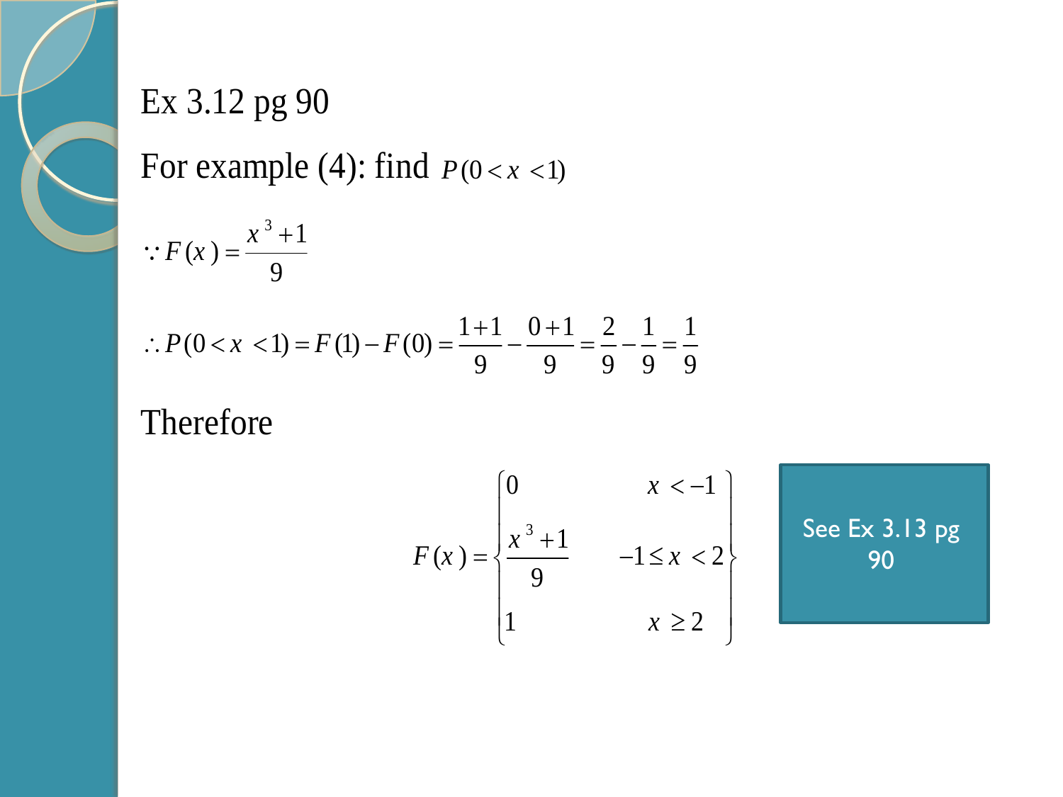Ex 3.12 pg 90

For example (4): find $P(0 < x < 1)$

$$\because F(x) = \frac{x^3 + 1}{9}$$

$$\therefore P(0 < x < 1) = F(1) - F(0) = \frac{1+1}{9} - \frac{0+1}{9} = \frac{2}{9} - \frac{1}{9} = \frac{1}{9}$$

Therefore

$$F(x) = \begin{cases} 0 & x < -1 \\ \dfrac{x^3 + 1}{9} & -1 \le x < 2 \\ 1 & x \ge 2 \end{cases}$$

See Ex 3.13 pg 90